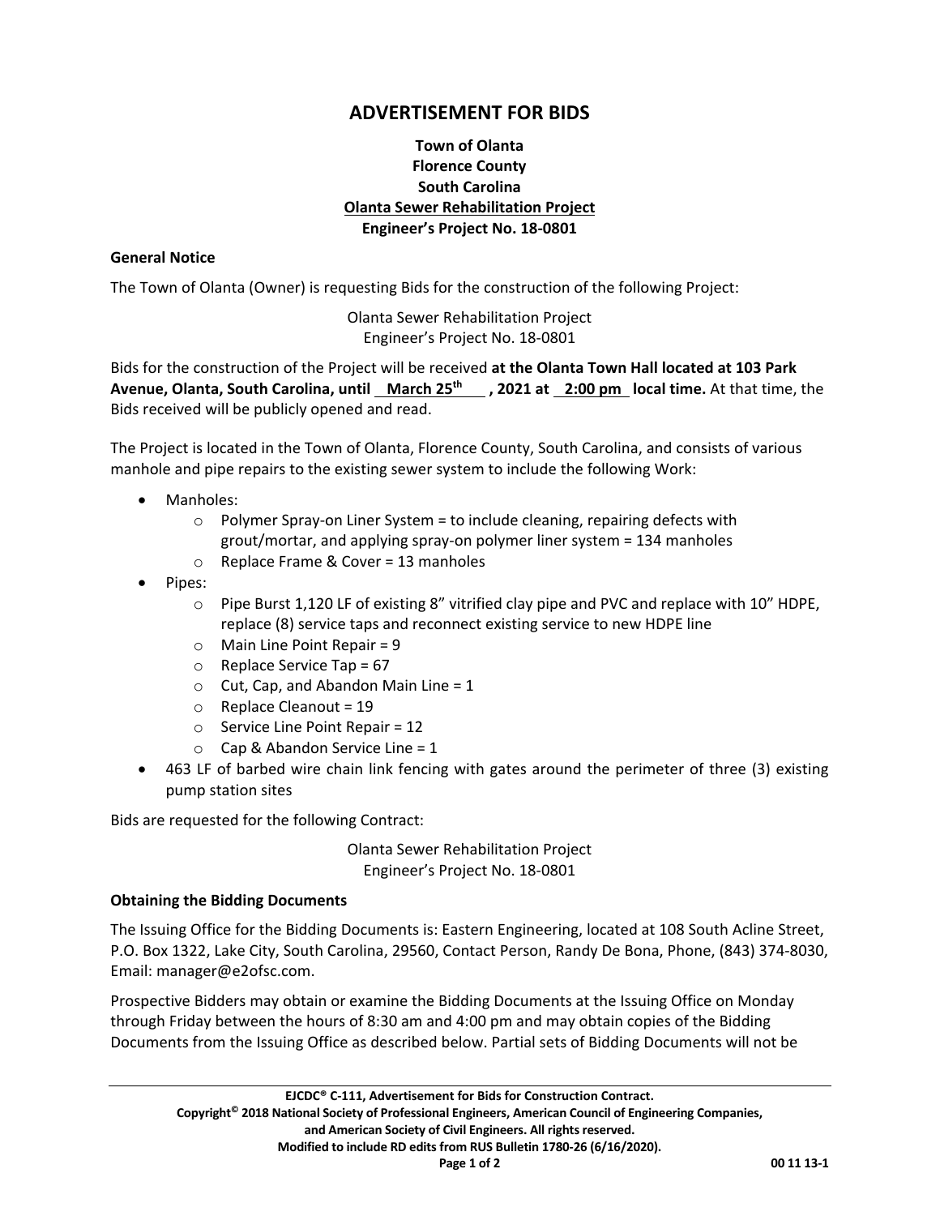# ADVERTISEMENT FOR BIDS

**Town of Olanta**
**Florence County**
**South Carolina**
**Olanta Sewer Rehabilitation Project**
**Engineer's Project No. 18-0801**

### General Notice

The Town of Olanta (Owner) is requesting Bids for the construction of the following Project:

Olanta Sewer Rehabilitation Project
Engineer's Project No. 18-0801

Bids for the construction of the Project will be received **at the Olanta Town Hall located at 103 Park Avenue, Olanta, South Carolina, until March 25th, 2021 at 2:00 pm local time.** At that time, the Bids received will be publicly opened and read.

The Project is located in the Town of Olanta, Florence County, South Carolina, and consists of various manhole and pipe repairs to the existing sewer system to include the following Work:

- Manholes:
  - Polymer Spray-on Liner System = to include cleaning, repairing defects with grout/mortar, and applying spray-on polymer liner system = 134 manholes
  - Replace Frame & Cover = 13 manholes
- Pipes:
  - Pipe Burst 1,120 LF of existing 8" vitrified clay pipe and PVC and replace with 10" HDPE, replace (8) service taps and reconnect existing service to new HDPE line
  - Main Line Point Repair = 9
  - Replace Service Tap = 67
  - Cut, Cap, and Abandon Main Line = 1
  - Replace Cleanout = 19
  - Service Line Point Repair = 12
  - Cap & Abandon Service Line = 1
- 463 LF of barbed wire chain link fencing with gates around the perimeter of three (3) existing pump station sites

Bids are requested for the following Contract:

Olanta Sewer Rehabilitation Project
Engineer's Project No. 18-0801

### Obtaining the Bidding Documents

The Issuing Office for the Bidding Documents is: Eastern Engineering, located at 108 South Acline Street, P.O. Box 1322, Lake City, South Carolina, 29560, Contact Person, Randy De Bona, Phone, (843) 374-8030, Email: manager@e2ofsc.com.

Prospective Bidders may obtain or examine the Bidding Documents at the Issuing Office on Monday through Friday between the hours of 8:30 am and 4:00 pm and may obtain copies of the Bidding Documents from the Issuing Office as described below. Partial sets of Bidding Documents will not be

**EJCDC® C-111, Advertisement for Bids for Construction Contract.**
**Copyright© 2018 National Society of Professional Engineers, American Council of Engineering Companies, and American Society of Civil Engineers. All rights reserved.**
**Modified to include RD edits from RUS Bulletin 1780-26 (6/16/2020).**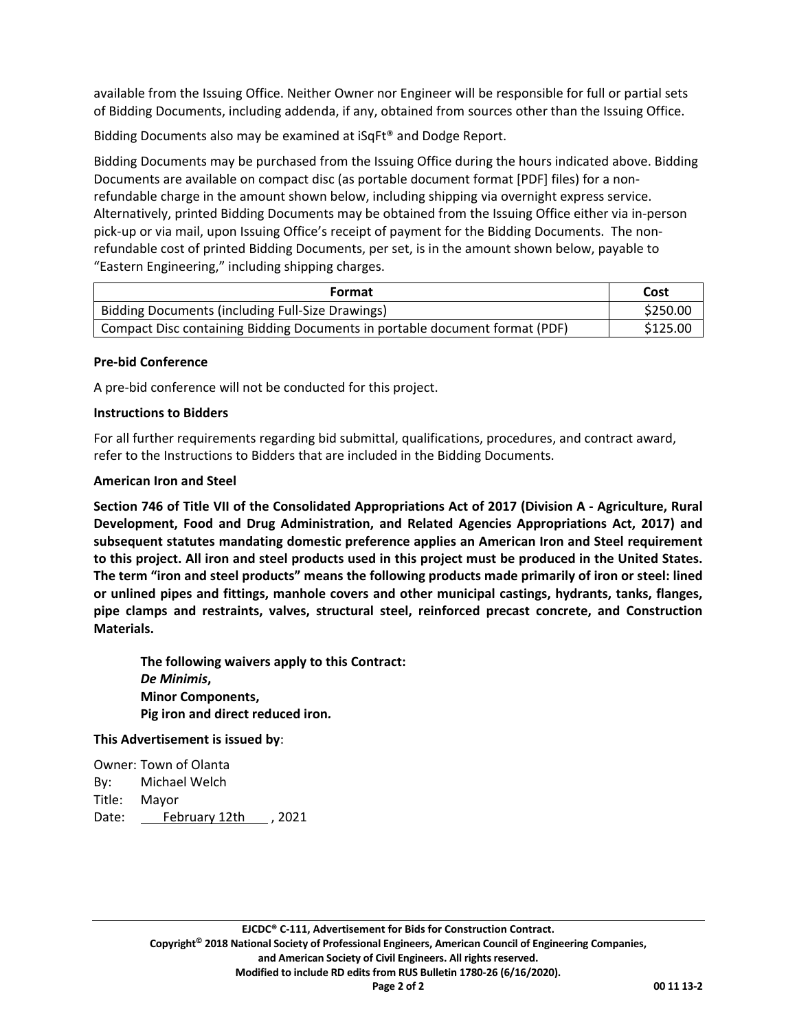available from the Issuing Office. Neither Owner nor Engineer will be responsible for full or partial sets of Bidding Documents, including addenda, if any, obtained from sources other than the Issuing Office.

Bidding Documents also may be examined at iSqFt® and Dodge Report.

Bidding Documents may be purchased from the Issuing Office during the hours indicated above. Bidding Documents are available on compact disc (as portable document format [PDF] files) for a non-refundable charge in the amount shown below, including shipping via overnight express service. Alternatively, printed Bidding Documents may be obtained from the Issuing Office either via in-person pick-up or via mail, upon Issuing Office's receipt of payment for the Bidding Documents. The non-refundable cost of printed Bidding Documents, per set, is in the amount shown below, payable to "Eastern Engineering," including shipping charges.

| Format | Cost |
| --- | --- |
| Bidding Documents (including Full-Size Drawings) | $250.00 |
| Compact Disc containing Bidding Documents in portable document format (PDF) | $125.00 |

**Pre-bid Conference**

A pre-bid conference will not be conducted for this project.

**Instructions to Bidders**

For all further requirements regarding bid submittal, qualifications, procedures, and contract award, refer to the Instructions to Bidders that are included in the Bidding Documents.

**American Iron and Steel**

**Section 746 of Title VII of the Consolidated Appropriations Act of 2017 (Division A - Agriculture, Rural Development, Food and Drug Administration, and Related Agencies Appropriations Act, 2017) and subsequent statutes mandating domestic preference applies an American Iron and Steel requirement to this project. All iron and steel products used in this project must be produced in the United States. The term "iron and steel products" means the following products made primarily of iron or steel: lined or unlined pipes and fittings, manhole covers and other municipal castings, hydrants, tanks, flanges, pipe clamps and restraints, valves, structural steel, reinforced precast concrete, and Construction Materials.**

**The following waivers apply to this Contract:**
***De Minimis*,**
**Minor Components,**
**Pig iron and direct reduced iron.**

**This Advertisement is issued by**:

Owner: Town of Olanta
By: Michael Welch
Title: Mayor
Date: February 12th , 2021

EJCDC® C-111, Advertisement for Bids for Construction Contract.
Copyright© 2018 National Society of Professional Engineers, American Council of Engineering Companies, and American Society of Civil Engineers. All rights reserved.
Modified to include RD edits from RUS Bulletin 1780-26 (6/16/2020).